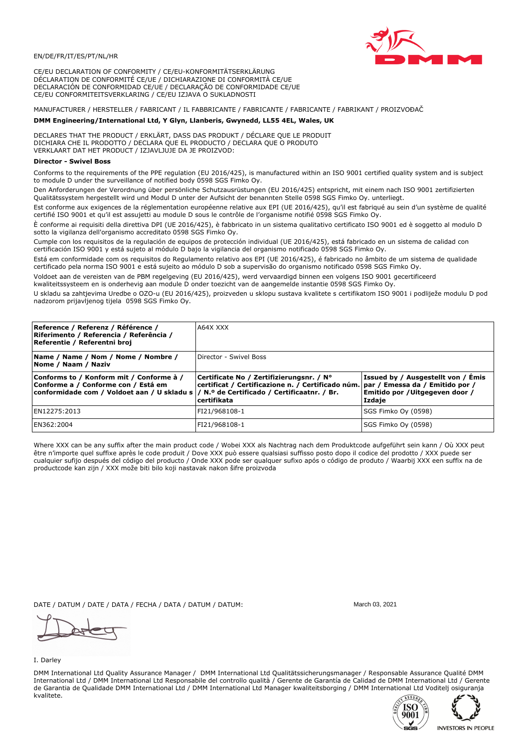EN/DE/FR/IT/ES/PT/NL/HR

CE/EU DECLARATION OF CONFORMITY / CE/EU-KONFORMITÄTSERKLÄRUNG
DÉCLARATION DE CONFORMITÉ CE/UE / DICHIARAZIONE DI CONFORMITÀ CE/UE
DECLARACIÓN DE CONFORMIDAD CE/UE / DECLARAÇÃO DE CONFORMIDADE CE/UE
CE/EU CONFORMITEITSVERKLARING / CE/EU IZJAVA O SUKLADNOSTI

MANUFACTURER / HERSTELLER / FABRICANT / IL FABBRICANTE / FABRICANTE / FABRICANTE / FABRIKANT / PROIZVOĐAČ

**DMM Engineering/International Ltd, Y Glyn, Llanberis, Gwynedd, LL55 4EL, Wales, UK**

DECLARES THAT THE PRODUCT / ERKLÄRT, DASS DAS PRODUKT / DÉCLARE QUE LE PRODUIT
DICHIARA CHE IL PRODOTTO / DECLARA QUE EL PRODUCTO / DECLARA QUE O PRODUTO
VERKLAART DAT HET PRODUCT / IZJAVLJUJE DA JE PROIZVOD:

**Director - Swivel Boss**

Conforms to the requirements of the PPE regulation (EU 2016/425), is manufactured within an ISO 9001 certified quality system and is subject to module D under the surveillance of notified body 0598 SGS Fimko Oy.

Den Anforderungen der Verordnung über persönliche Schutzausrüstungen (EU 2016/425) entspricht, mit einem nach ISO 9001 zertifizierten Qualitätssystem hergestellt wird und Modul D unter der Aufsicht der benannten Stelle 0598 SGS Fimko Oy. unterliegt.

Est conforme aux exigences de la réglementation européenne relative aux EPI (UE 2016/425), qu'il est fabriqué au sein d'un système de qualité certifié ISO 9001 et qu'il est assujetti au module D sous le contrôle de l'organisme notifié 0598 SGS Fimko Oy.

È conforme ai requisiti della direttiva DPI (UE 2016/425), è fabbricato in un sistema qualitativo certificato ISO 9001 ed è soggetto al modulo D sotto la vigilanza dell'organismo accreditato 0598 SGS Fimko Oy.

Cumple con los requisitos de la regulación de equipos de protección individual (UE 2016/425), está fabricado en un sistema de calidad con certificación ISO 9001 y está sujeto al módulo D bajo la vigilancia del organismo notificado 0598 SGS Fimko Oy.

Está em conformidade com os requisitos do Regulamento relativo aos EPI (UE 2016/425), é fabricado no âmbito de um sistema de qualidade certificado pela norma ISO 9001 e está sujeito ao módulo D sob a supervisão do organismo notificado 0598 SGS Fimko Oy.

Voldoet aan de vereisten van de PBM regelgeving (EU 2016/425), werd vervaardigd binnen een volgens ISO 9001 gecertificeerd kwaliteitssysteem en is onderhevig aan module D onder toezicht van de aangemelde instantie 0598 SGS Fimko Oy.

U skladu sa zahtjevima Uredbe o OZO-u (EU 2016/425), proizveden u sklopu sustava kvalitete s certifikatom ISO 9001 i podliježe modulu D pod nadzorom prijavljenog tijela 0598 SGS Fimko Oy.

| **Reference / Referenz / Référence / Riferimento / Referencia / Referência / Referentie / Referentni broj** | A64X XXX | |
|---|---|---|
| **Name / Name / Nom / Nome / Nombre / Nome / Naam / Naziv** | Director - Swivel Boss | |
| **Conforms to / Konform mit / Conforme à / Conforme a / Conforme con / Está em conformidade com / Voldoet aan / U skladu s** | **Certificate No / Zertifizierungsnr. / N° certificat / Certificazione n. / Certificado núm. / N.º de Certificado / Certificaatnr. / Br. certifikata** | **Issued by / Ausgestellt von / Émis par / Emessa da / Emitido por / Emitido por /Uitgegeven door / Izdaje** |
| EN12275:2013 | FI21/968108-1 | SGS Fimko Oy (0598) |
| EN362:2004 | FI21/968108-1 | SGS Fimko Oy (0598) |

Where XXX can be any suffix after the main product code / Wobei XXX als Nachtrag nach dem Produktcode aufgeführt sein kann / Où XXX peut être n'importe quel suffixe après le code produit / Dove XXX può essere qualsiasi suffisso posto dopo il codice del prodotto / XXX puede ser cualquier sufijo después del código del producto / Onde XXX pode ser qualquer sufixo após o código de produto / Waarbij XXX een suffix na de productcode kan zijn / XXX može biti bilo koji nastavak nakon šifre proizvoda

DATE / DATUM / DATE / DATA / FECHA / DATA / DATUM / DATUM: March 03, 2021

I. Darley

DMM International Ltd Quality Assurance Manager / DMM International Ltd Qualitätssicherungsmanager / Responsable Assurance Qualité DMM International Ltd / DMM International Ltd Responsabile del controllo qualità / Gerente de Garantía de Calidad de DMM International Ltd / Gerente de Garantia de Qualidade DMM International Ltd / DMM International Ltd Manager kwaliteitsborging / DMM International Ltd Voditelj osiguranja kvalitete.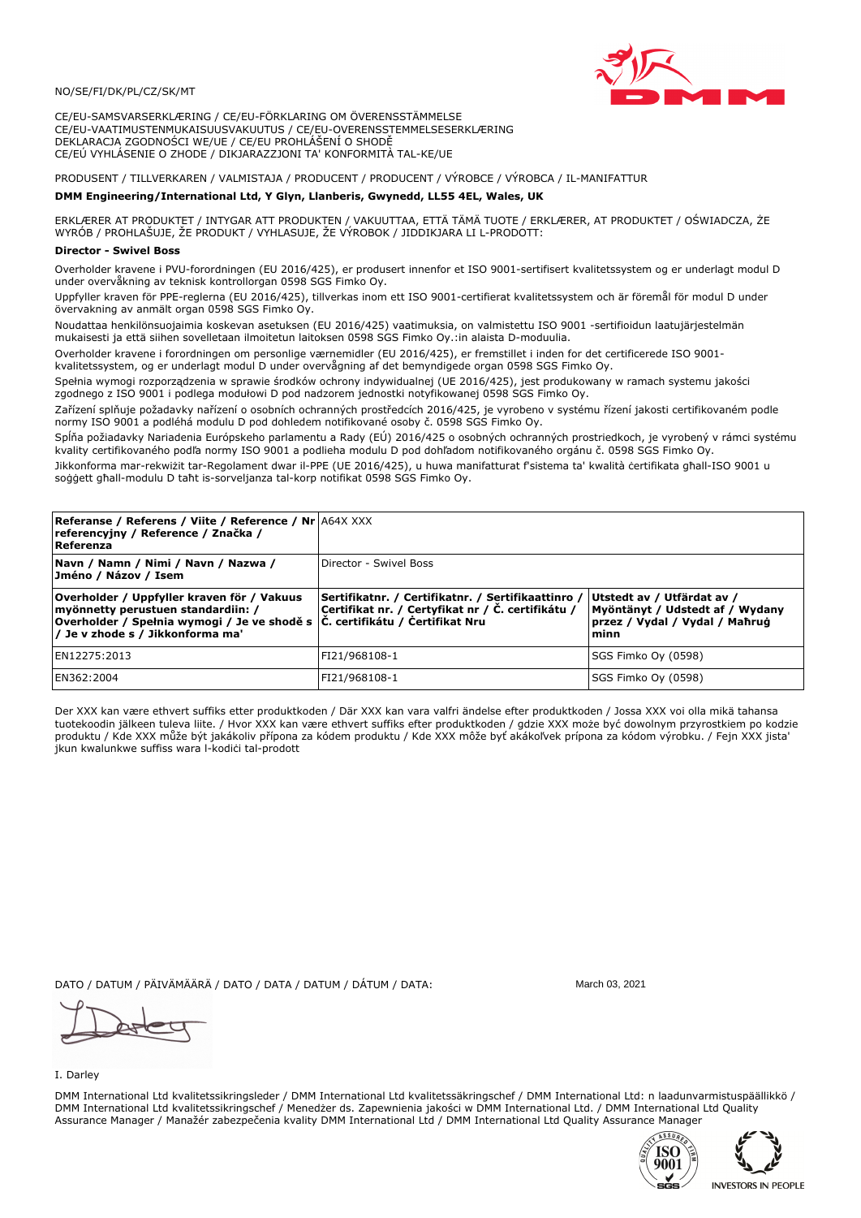NO/SE/FI/DK/PL/CZ/SK/MT

CE/EU-SAMSVARSERKLÆRING / CE/EU-FÖRKLARING OM ÖVERENSSTÄMMELSE
CE/EU-VAATIMUSTENMUKAISUUSVAKUUTUS / CE/EU-OVERENSSTEMMELSESERKLÆRING
DEKLARACJA ZGODNOŚCI WE/UE / CE/EU PROHLÁŠENÍ O SHODĚ
CE/EÚ VYHLÁSENIE O ZHODE / DIKJARAZZJONI TA' KONFORMITÀ TAL-KE/UE

PRODUSENT / TILLVERKAREN / VALMISTAJA / PRODUCENT / PRODUCENT / VÝROBCE / VÝROBCA / IL-MANIFATTUR

**DMM Engineering/International Ltd, Y Glyn, Llanberis, Gwynedd, LL55 4EL, Wales, UK**

ERKLÆRER AT PRODUKTET / INTYGAR ATT PRODUKTEN / VAKUUTTAA, ETTÄ TÄMÄ TUOTE / ERKLÆRER, AT PRODUKTET / OŚWIADCZA, ŻE WYRÓB / PROHLAŠUJE, ŽE PRODUKT / VYHLASUJE, ŽE VÝROBOK / JIDDIKJARA LI L-PRODOTT:

**Director - Swivel Boss**

Overholder kravene i PVU-forordningen (EU 2016/425), er produsert innenfor et ISO 9001-sertifisert kvalitetssystem og er underlagt modul D under overvåkning av teknisk kontrollorgan 0598 SGS Fimko Oy.

Uppfyller kraven för PPE-reglerna (EU 2016/425), tillverkas inom ett ISO 9001-certifierat kvalitetssystem och är föremål för modul D under övervakning av anmält organ 0598 SGS Fimko Oy.

Noudattaa henkilönsuojaimia koskevan asetuksen (EU 2016/425) vaatimuksia, on valmistettu ISO 9001 -sertifioidun laatujärjestelmän mukaisesti ja että siihen sovelletaan ilmoitetun laitoksen 0598 SGS Fimko Oy.:in alaista D-moduulia.

Overholder kravene i forordningen om personlige værnemidler (EU 2016/425), er fremstillet i inden for det certificerede ISO 9001-kvalitetssystem, og er underlagt modul D under overvågning af det bemyndigede organ 0598 SGS Fimko Oy.

Spełnia wymogi rozporządzenia w sprawie środków ochrony indywidualnej (UE 2016/425), jest produkowany w ramach systemu jakości zgodnego z ISO 9001 i podlega modułowi D pod nadzorem jednostki notyfikowanej 0598 SGS Fimko Oy.

Zařízení splňuje požadavky nařízení o osobních ochranných prostředcích 2016/425, je vyrobeno v systému řízení jakosti certifikovaném podle normy ISO 9001 a podléhá modulu D pod dohledem notifikované osoby č. 0598 SGS Fimko Oy.

Spĺňa požiadavky Nariadenia Európskeho parlamentu a Rady (EÚ) 2016/425 o osobných ochranných prostriedkoch, je vyrobený v rámci systému kvality certifikovaného podľa normy ISO 9001 a podlieha modulu D pod dohľadom notifikovaného orgánu č. 0598 SGS Fimko Oy.

Jikkonforma mar-rekwiżit tar-Regolament dwar il-PPE (UE 2016/425), u huwa manifatturat f'sistema ta' kwalità ċertifikata għall-ISO 9001 u soġġett għall-modulu D taħt is-sorveljanza tal-korp notifikat 0598 SGS Fimko Oy.

| **Referanse / Referens / Viite / Reference / Nr referencyjny / Reference / Značka / Referenza** | A64X XXX | |
|---|---|---|
| **Navn / Namn / Nimi / Navn / Nazwa / Jméno / Názov / Isem** | Director - Swivel Boss | |
| **Overholder / Uppfyller kraven för / Vakuus myönnetty perustuen standardiin: / Overholder / Spełnia wymogi / Je ve shodě s / Je v zhode s / Jikkonforma ma'** | **Sertifikatnr. / Certifikatnr. / Sertifikaattinro / Certifikat nr. / Certyfikat nr / Č. certifikátu / Č. certifikátu / Ċertifikat Nru** | **Utstedt av / Utfärdat av / Myöntänyt / Udstedt af / Wydany przez / Vydal / Vydal / Maħruġ minn** |
| EN12275:2013 | FI21/968108-1 | SGS Fimko Oy (0598) |
| EN362:2004 | FI21/968108-1 | SGS Fimko Oy (0598) |

Der XXX kan være ethvert suffiks etter produktkoden / Där XXX kan vara valfri ändelse efter produktkoden / Jossa XXX voi olla mikä tahansa tuotekoodin jälkeen tuleva liite. / Hvor XXX kan være ethvert suffiks efter produktkoden / gdzie XXX może być dowolnym przyrostkiem po kodzie produktu / Kde XXX může být jakákoliv přípona za kódem produktu / Kde XXX môže byť akákoľvek prípona za kódom výrobku. / Fejn XXX jista' jkun kwalunkwe suffiss wara l-kodiċi tal-prodott

DATO / DATUM / PÄIVÄMÄÄRÄ / DATO / DATA / DATUM / DÁTUM / DATA: March 03, 2021

I. Darley

DMM International Ltd kvalitetssikringsleder / DMM International Ltd kvalitetssäkringschef / DMM International Ltd: n laadunvarmistuspäällikkö / DMM International Ltd kvalitetssikringschef / Menedżer ds. Zapewnienia jakości w DMM International Ltd. / DMM International Ltd Quality Assurance Manager / Manažér zabezpečenia kvality DMM International Ltd / DMM International Ltd Quality Assurance Manager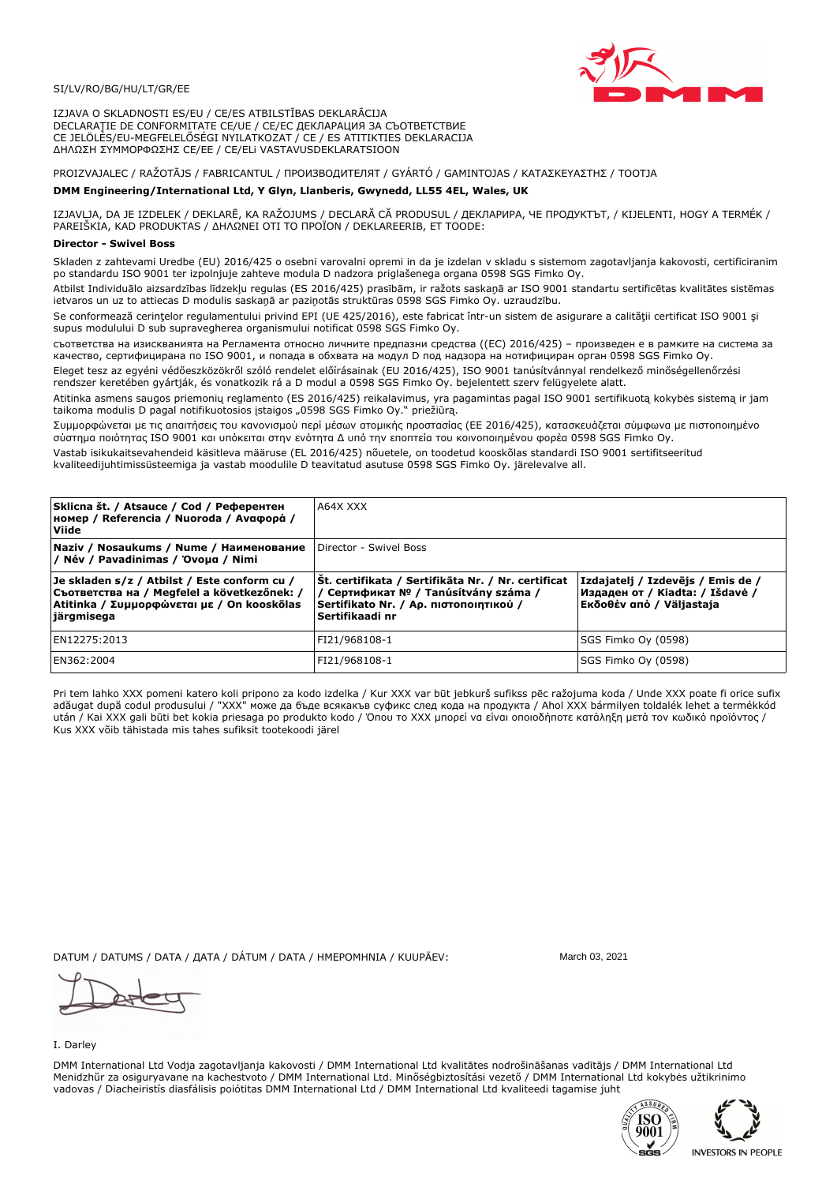SI/LV/RO/BG/HU/LT/GR/EE

IZJAVA O SKLADNOSTI ES/EU / CE/ES ATBILSTĪBAS DEKLARĀCIJA
DECLARAŢIE DE CONFORMITATE CE/UE / CE/ЕС ДЕКЛАРАЦИЯ ЗА СЪОТВЕТСТВИЕ
CE JELÖLÉS/EU-MEGFELELŐSÉGI NYILATKOZAT / CE / ES ATITIKTIES DEKLARACIJA
ΔΗΛΩΣΗ ΣΥΜΜΟΡΦΩΣΗΣ CE/EE / CE/ELi VASTAVUSDEKLARATSIOON

PROIZVAJALEC / RAŽOTĀJS / FABRICANTUL / ПРОИЗВОДИТЕЛЯТ / GYÁRTÓ / GAMINTOJAS / ΚΑΤΑΣΚΕΥΑΣΤΗΣ / TOOTJA

**DMM Engineering/International Ltd, Y Glyn, Llanberis, Gwynedd, LL55 4EL, Wales, UK**

IZJAVLJA, DA JE IZDELEK / DEKLARĒ, KA RAŽOJUMS / DECLARĂ CĂ PRODUSUL / ДЕКЛАРИРА, ЧЕ ПРОДУКТЪТ, / KIJELENTI, HOGY A TERMÉK / PAREIŠKIA, KAD PRODUKTAS / ΔΗΛΩΝΕΙ ΟΤΙ ΤΟ ΠΡΟΪΟΝ / DEKLAREERIB, ET TOODE:

**Director - Swivel Boss**

Skladen z zahtevami Uredbe (EU) 2016/425 o osebni varovalni opremi in da je izdelan v skladu s sistemom zagotavljanja kakovosti, certificiranim po standardu ISO 9001 ter izpolnjuje zahteve modula D nadzora priglašenega organa 0598 SGS Fimko Oy.

Atbilst Individuālo aizsardzības līdzekļu regulas (ES 2016/425) prasībām, ir ražots saskaņā ar ISO 9001 standartu sertificētas kvalitātes sistēmas ietvaros un uz to attiecas D modulis saskaņā ar paziņotās struktūras 0598 SGS Fimko Oy. uzraudzību.

Se conformează cerinţelor regulamentului privind EPI (UE 425/2016), este fabricat într-un sistem de asigurare a calităţii certificat ISO 9001 şi supus modulului D sub supravegherea organismului notificat 0598 SGS Fimko Oy.

съответства на изискванията на Регламента относно личните предпазни средства ((ЕС) 2016/425) – произведен е в рамките на системата за качество, сертифицирана по ISO 9001, и попада в обхвата на модул D под надзора на нотифициран орган 0598 SGS Fimko Oy.

Eleget tesz az egyéni védőeszközökről szóló rendelet előírásainak (EU 2016/425), ISO 9001 tanúsítvánnyal rendelkező minőségellenőrzési rendszer keretében gyártják, és vonatkozik rá a D modul a 0598 SGS Fimko Oy. bejelentett szerv felügyelete alatt.

Atitinka asmens saugos priemonių reglamento (ES 2016/425) reikalavimus, yra pagamintas pagal ISO 9001 sertifikuotą kokybės sistemą ir jam taikoma modulis D pagal notifikuotosios įstaigos „0598 SGS Fimko Oy." priežiūrą.

Συμμορφώνεται με τις απαιτήσεις του κανονισμού περί μέσων ατομικής προστασίας (ΕΕ 2016/425), κατασκευάζεται σύμφωνα με πιστοποιημένο σύστημα ποιότητας ISO 9001 και υπόκειται στην ενότητα Δ υπό την εποπτεία του κοινοποιημένου φορέα 0598 SGS Fimko Oy.

Vastab isikukaitsevahendeid käsitleva määruse (EL 2016/425) nõuetele, on toodetud kooskõlas standardi ISO 9001 sertifitseeritud kvaliteedijuhtimissüsteemiga ja vastab moodulile D teavitatud asutuse 0598 SGS Fimko Oy. järelevalve all.

| | | |
|---|---|---|
| **Sklicna št. / Atsauce / Cod / Референтен номер / Referencia / Nuoroda / Αναφορά / Viide** | A64X XXX | |
| **Naziv / Nosaukums / Nume / Наименование / Név / Pavadinimas / Όνομα / Nimi** | Director - Swivel Boss | |
| **Je skladen s/z / Atbilst / Este conform cu / Съответства на / Megfelel a következőnek: / Atitinka / Συμμορφώνεται με / On kooskõlas järgmisega** | **Št. certifikata / Sertifikāta Nr. / Nr. certificat / Сертификат № / Tanúsítvány száma / Sertifikato Nr. / Αρ. πιστοποιητικού / Sertifikaadi nr** | **Izdajatelj / Izdevējs / Emis de / Издаден от / Kiadta: / Išdavė / Εκδοθέν από / Väljastaja** |
| EN12275:2013 | FI21/968108-1 | SGS Fimko Oy (0598) |
| EN362:2004 | FI21/968108-1 | SGS Fimko Oy (0598) |

Pri tem lahko XXX pomeni katero koli pripono za kodo izdelka / Kur XXX var būt jebkurš sufikss pēc ražojuma koda / Unde XXX poate fi orice sufix adăugat după codul produsului / "XXX" може да бъде всякакъв суфикс след кода на продукта / Ahol XXX bármilyen toldalék lehet a termékkód után / Kai XXX gali būti bet kokia priesaga po produkto kodo / Όπου το XXX μπορεί να είναι οποιοδήποτε κατάληξη μετά τον κωδικό προϊόντος / Kus XXX võib tähistada mis tahes sufiksit tootekoodi järel

DATUM / DATUMS / DATA / ДАТА / DÁTUM / DATA / ΗΜΕΡΟΜΗΝΙΑ / KUUPÄEV: March 03, 2021

I. Darley

DMM International Ltd Vodja zagotavljanja kakovosti / DMM International Ltd kvalitātes nodrošināšanas vadītājs / DMM International Ltd Мениджър за осигуряване на качеството / DMM International Ltd. Minőségbiztosítási vezető / DMM International Ltd kokybės užtikrinimo vadovas / Diacheiristís diasfális poiótitas DMM International Ltd / DMM International Ltd kvaliteedi tagamise juht

INVESTORS IN PEOPLE